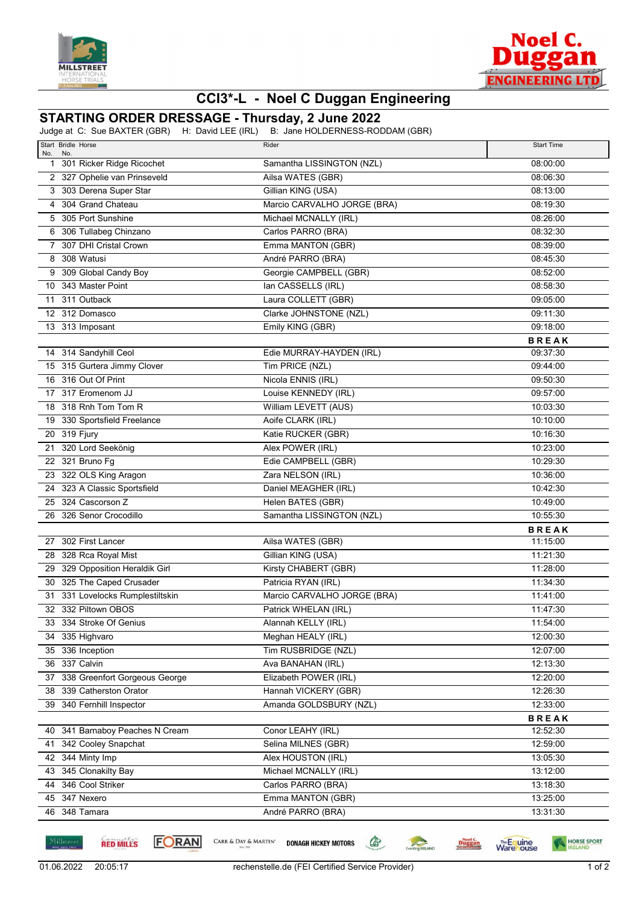# CCI3*-L - Noel C Duggan Engineering

## STARTING ORDER DRESSAGE - Thursday, 2 June 2022

Judge at C: Sue BAXTER (GBR) H: David LEE (IRL) B: Jane HOLDERNESS-RODDAM (GBR)

| Start No. | Bridle No. | Horse | Rider | Start Time |
|---|---|---|---|---|
| 1 | 301 | Ricker Ridge Ricochet | Samantha LISSINGTON (NZL) | 08:00:00 |
| 2 | 327 | Ophelie van Prinseveld | Ailsa WATES (GBR) | 08:06:30 |
| 3 | 303 | Derena Super Star | Gillian KING (USA) | 08:13:00 |
| 4 | 304 | Grand Chateau | Marcio CARVALHO JORGE (BRA) | 08:19:30 |
| 5 | 305 | Port Sunshine | Michael MCNALLY (IRL) | 08:26:00 |
| 6 | 306 | Tullabeg Chinzano | Carlos PARRO (BRA) | 08:32:30 |
| 7 | 307 | DHI Cristal Crown | Emma MANTON (GBR) | 08:39:00 |
| 8 | 308 | Watusi | André PARRO (BRA) | 08:45:30 |
| 9 | 309 | Global Candy Boy | Georgie CAMPBELL (GBR) | 08:52:00 |
| 10 | 343 | Master Point | Ian CASSELLS (IRL) | 08:58:30 |
| 11 | 311 | Outback | Laura COLLETT (GBR) | 09:05:00 |
| 12 | 312 | Domasco | Clarke JOHNSTONE (NZL) | 09:11:30 |
| 13 | 313 | Imposant | Emily KING (GBR) | 09:18:00 |
| | | | | **BREAK** |
| 14 | 314 | Sandyhill Ceol | Edie MURRAY-HAYDEN (IRL) | 09:37:30 |
| 15 | 315 | Gurtera Jimmy Clover | Tim PRICE (NZL) | 09:44:00 |
| 16 | 316 | Out Of Print | Nicola ENNIS (IRL) | 09:50:30 |
| 17 | 317 | Eromenom JJ | Louise KENNEDY (IRL) | 09:57:00 |
| 18 | 318 | Rnh Tom Tom R | William LEVETT (AUS) | 10:03:30 |
| 19 | 330 | Sportsfield Freelance | Aoife CLARK (IRL) | 10:10:00 |
| 20 | 319 | Fjury | Katie RUCKER (GBR) | 10:16:30 |
| 21 | 320 | Lord Seekönig | Alex POWER (IRL) | 10:23:00 |
| 22 | 321 | Bruno Fg | Edie CAMPBELL (GBR) | 10:29:30 |
| 23 | 322 | OLS King Aragon | Zara NELSON (IRL) | 10:36:00 |
| 24 | 323 | A Classic Sportsfield | Daniel MEAGHER (IRL) | 10:42:30 |
| 25 | 324 | Cascorson Z | Helen BATES (GBR) | 10:49:00 |
| 26 | 326 | Senor Crocodillo | Samantha LISSINGTON (NZL) | 10:55:30 |
| | | | | **BREAK** |
| 27 | 302 | First Lancer | Ailsa WATES (GBR) | 11:15:00 |
| 28 | 328 | Rca Royal Mist | Gillian KING (USA) | 11:21:30 |
| 29 | 329 | Opposition Heraldik Girl | Kirsty CHABERT (GBR) | 11:28:00 |
| 30 | 325 | The Caped Crusader | Patricia RYAN (IRL) | 11:34:30 |
| 31 | 331 | Lovelocks Rumplestiltskin | Marcio CARVALHO JORGE (BRA) | 11:41:00 |
| 32 | 332 | Piltown OBOS | Patrick WHELAN (IRL) | 11:47:30 |
| 33 | 334 | Stroke Of Genius | Alannah KELLY (IRL) | 11:54:00 |
| 34 | 335 | Highvaro | Meghan HEALY (IRL) | 12:00:30 |
| 35 | 336 | Inception | Tim RUSBRIDGE (NZL) | 12:07:00 |
| 36 | 337 | Calvin | Ava BANAHAN (IRL) | 12:13:30 |
| 37 | 338 | Greenfort Gorgeous George | Elizabeth POWER (IRL) | 12:20:00 |
| 38 | 339 | Catherston Orator | Hannah VICKERY (GBR) | 12:26:30 |
| 39 | 340 | Fernhill Inspector | Amanda GOLDSBURY (NZL) | 12:33:00 |
| | | | | **BREAK** |
| 40 | 341 | Barnaboy Peaches N Cream | Conor LEAHY (IRL) | 12:52:30 |
| 41 | 342 | Cooley Snapchat | Selina MILNES (GBR) | 12:59:00 |
| 42 | 344 | Minty Imp | Alex HOUSTON (IRL) | 13:05:30 |
| 43 | 345 | Clonakilty Bay | Michael MCNALLY (IRL) | 13:12:00 |
| 44 | 346 | Cool Striker | Carlos PARRO (BRA) | 13:18:30 |
| 45 | 347 | Nexero | Emma MANTON (GBR) | 13:25:00 |
| 46 | 348 | Tamara | André PARRO (BRA) | 13:31:30 |

01.06.2022 20:05:17 rechenstelle.de (FEI Certified Service Provider)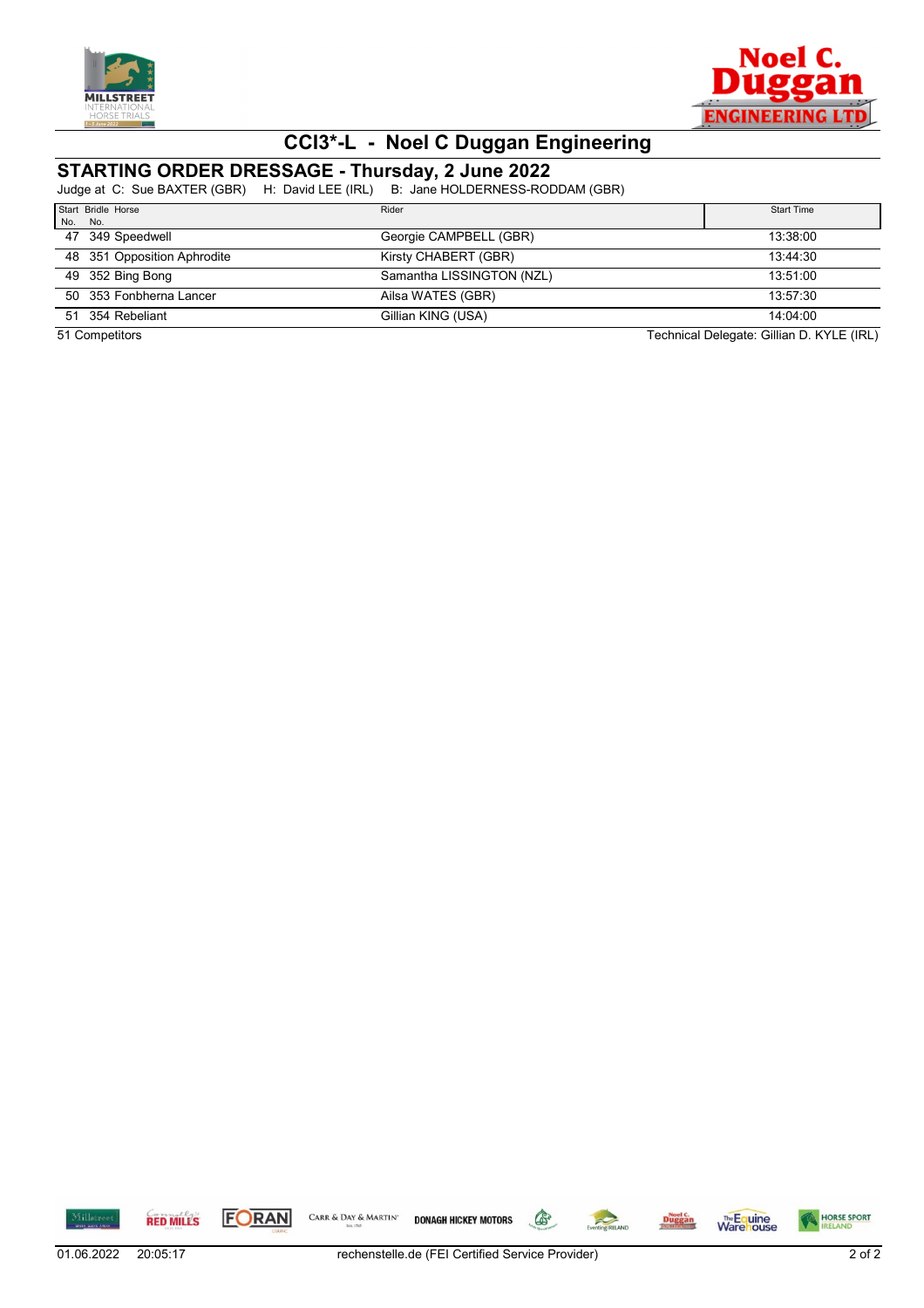# CCI3*-L - Noel C Duggan Engineering

## STARTING ORDER DRESSAGE - Thursday, 2 June 2022

Judge at C: Sue BAXTER (GBR) H: David LEE (IRL) B: Jane HOLDERNESS-RODDAM (GBR)

| Start No. | Bridle No. | Horse | Rider | Start Time |
|---|---|---|---|---|
| 47 | 349 | Speedwell | Georgie CAMPBELL (GBR) | 13:38:00 |
| 48 | 351 | Opposition Aphrodite | Kirsty CHABERT (GBR) | 13:44:30 |
| 49 | 352 | Bing Bong | Samantha LISSINGTON (NZL) | 13:51:00 |
| 50 | 353 | Fonbherna Lancer | Ailsa WATES (GBR) | 13:57:30 |
| 51 | 354 | Rebeliant | Gillian KING (USA) | 14:04:00 |

51 Competitors

Technical Delegate: Gillian D. KYLE (IRL)

01.06.2022 20:05:17 rechenstelle.de (FEI Certified Service Provider)